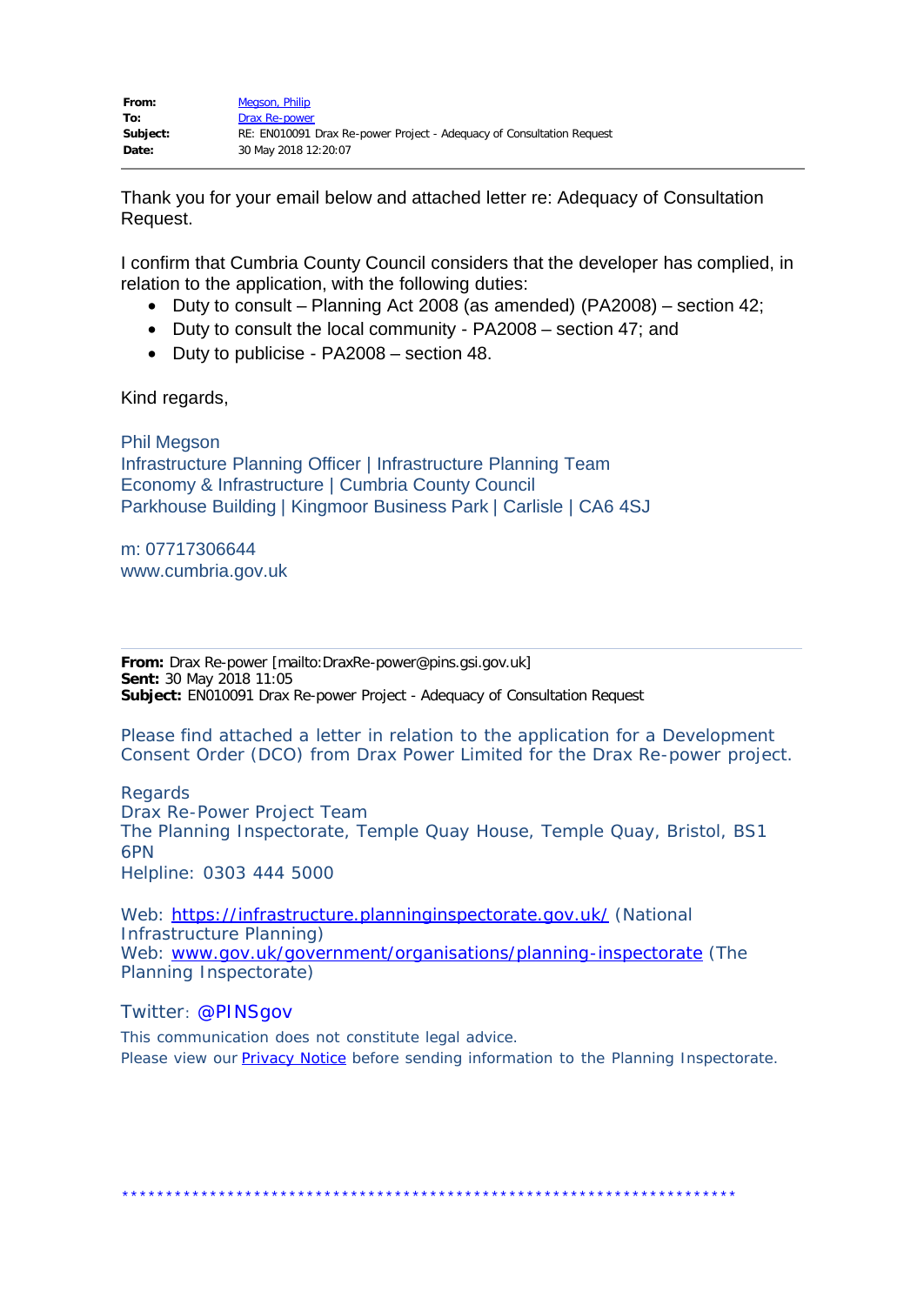| | |
|---|---|
| **From:** | Megson, Philip |
| **To:** | Drax Re-power |
| **Subject:** | RE: EN010091 Drax Re-power Project - Adequacy of Consultation Request |
| **Date:** | 30 May 2018 12:20:07 |

---

Thank you for your email below and attached letter re: Adequacy of Consultation Request.

I confirm that Cumbria County Council considers that the developer has complied, in relation to the application, with the following duties:

- Duty to consult – Planning Act 2008 (as amended) (PA2008) – section 42;
- Duty to consult the local community - PA2008 – section 47; and
- Duty to publicise - PA2008 – section 48.

Kind regards,

Phil Megson
Infrastructure Planning Officer | Infrastructure Planning Team
Economy & Infrastructure | Cumbria County Council
Parkhouse Building | Kingmoor Business Park | Carlisle | CA6 4SJ

m: 07717306644
www.cumbria.gov.uk

---

**From:** Drax Re-power [mailto:DraxRe-power@pins.gsi.gov.uk]
**Sent:** 30 May 2018 11:05
**Subject:** EN010091 Drax Re-power Project - Adequacy of Consultation Request

Please find attached a letter in relation to the application for a Development Consent Order (DCO) from Drax Power Limited for the Drax Re-power project.

Regards
Drax Re-Power Project Team
The Planning Inspectorate, Temple Quay House, Temple Quay, Bristol, BS1 6PN
Helpline: 0303 444 5000

Web: https://infrastructure.planninginspectorate.gov.uk/ (National Infrastructure Planning)
Web: www.gov.uk/government/organisations/planning-inspectorate (The Planning Inspectorate)

Twitter: @PINSgov

This communication does not constitute legal advice.
Please view our Privacy Notice before sending information to the Planning Inspectorate.

**********************************************************************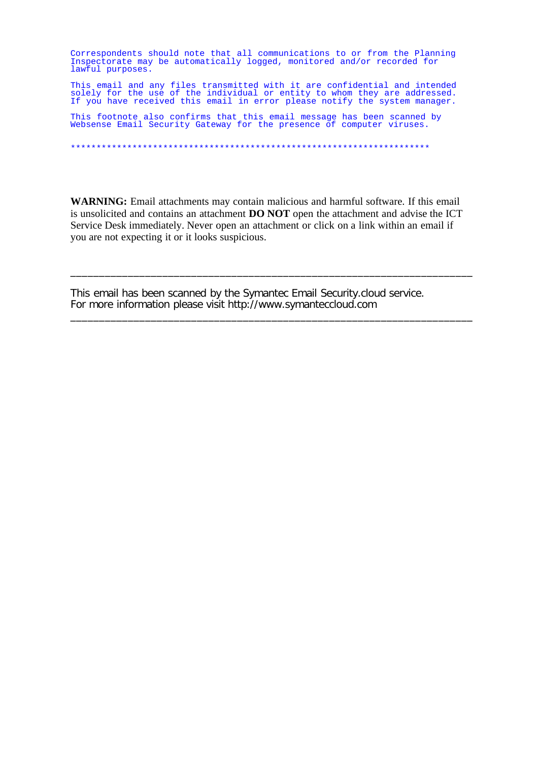Correspondents should note that all communications to or from the Planning Inspectorate may be automatically logged, monitored and/or recorded for lawful purposes.

This email and any files transmitted with it are confidential and intended solely for the use of the individual or entity to whom they are addressed. If you have received this email in error please notify the system manager.

This footnote also confirms that this email message has been scanned by Websense Email Security Gateway for the presence of computer viruses.

**********************************************************************

**WARNING:** Email attachments may contain malicious and harmful software. If this email is unsolicited and contains an attachment **DO NOT** open the attachment and advise the ICT Service Desk immediately. Never open an attachment or click on a link within an email if you are not expecting it or it looks suspicious.

______________________________________________________________________

This email has been scanned by the Symantec Email Security.cloud service.
For more information please visit http://www.symanteccloud.com

______________________________________________________________________